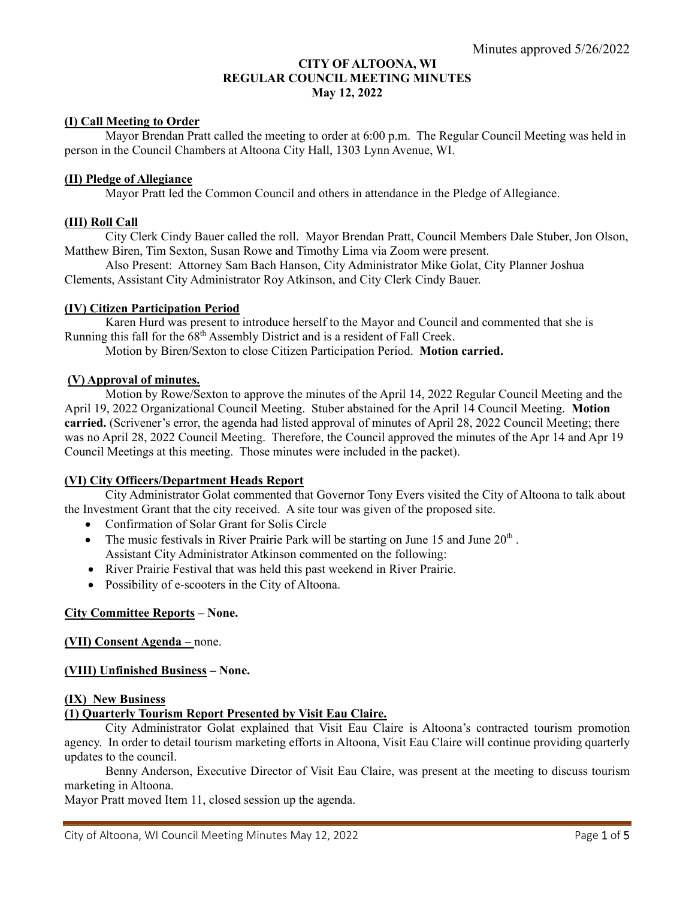Minutes approved 5/26/2022

# CITY OF ALTOONA, WI
## REGULAR COUNCIL MEETING MINUTES
### May 12, 2022

**(I) Call Meeting to Order**

Mayor Brendan Pratt called the meeting to order at 6:00 p.m. The Regular Council Meeting was held in person in the Council Chambers at Altoona City Hall, 1303 Lynn Avenue, WI.

**(II) Pledge of Allegiance**

Mayor Pratt led the Common Council and others in attendance in the Pledge of Allegiance.

**(III) Roll Call**

City Clerk Cindy Bauer called the roll. Mayor Brendan Pratt, Council Members Dale Stuber, Jon Olson, Matthew Biren, Tim Sexton, Susan Rowe and Timothy Lima via Zoom were present.

Also Present: Attorney Sam Bach Hanson, City Administrator Mike Golat, City Planner Joshua Clements, Assistant City Administrator Roy Atkinson, and City Clerk Cindy Bauer.

**(IV) Citizen Participation Period**

Karen Hurd was present to introduce herself to the Mayor and Council and commented that she is Running this fall for the 68th Assembly District and is a resident of Fall Creek.

Motion by Biren/Sexton to close Citizen Participation Period. **Motion carried.**

**(V) Approval of minutes.**

Motion by Rowe/Sexton to approve the minutes of the April 14, 2022 Regular Council Meeting and the April 19, 2022 Organizational Council Meeting. Stuber abstained for the April 14 Council Meeting. **Motion carried.** (Scrivener's error, the agenda had listed approval of minutes of April 28, 2022 Council Meeting; there was no April 28, 2022 Council Meeting. Therefore, the Council approved the minutes of the Apr 14 and Apr 19 Council Meetings at this meeting. Those minutes were included in the packet).

**(VI) City Officers/Department Heads Report**

City Administrator Golat commented that Governor Tony Evers visited the City of Altoona to talk about the Investment Grant that the city received. A site tour was given of the proposed site.

- Confirmation of Solar Grant for Solis Circle
- The music festivals in River Prairie Park will be starting on June 15 and June 20th .

Assistant City Administrator Atkinson commented on the following:

- River Prairie Festival that was held this past weekend in River Prairie.
- Possibility of e-scooters in the City of Altoona.

**City Committee Reports – None.**

**(VII) Consent Agenda –** none.

**(VIII) Unfinished Business – None.**

**(IX) New Business**

**(1) Quarterly Tourism Report Presented by Visit Eau Claire.**

City Administrator Golat explained that Visit Eau Claire is Altoona's contracted tourism promotion agency. In order to detail tourism marketing efforts in Altoona, Visit Eau Claire will continue providing quarterly updates to the council.

Benny Anderson, Executive Director of Visit Eau Claire, was present at the meeting to discuss tourism marketing in Altoona.

Mayor Pratt moved Item 11, closed session up the agenda.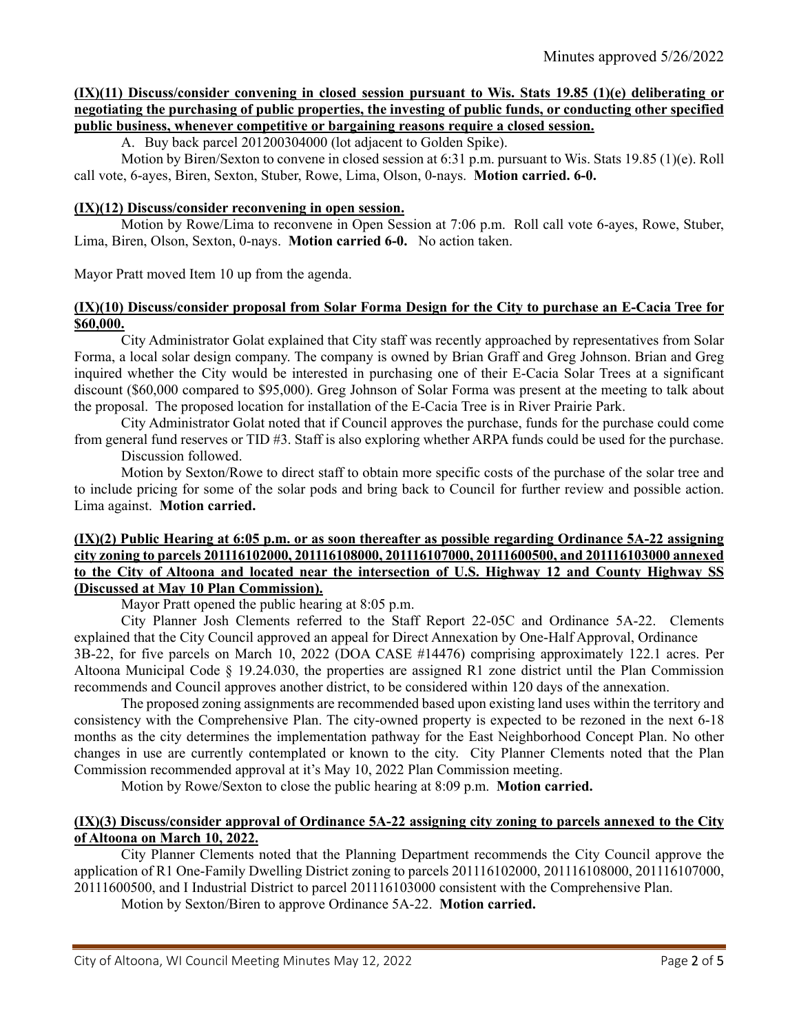Minutes approved 5/26/2022

**(IX)(11) Discuss/consider convening in closed session pursuant to Wis. Stats 19.85 (1)(e) deliberating or negotiating the purchasing of public properties, the investing of public funds, or conducting other specified public business, whenever competitive or bargaining reasons require a closed session.**

A. Buy back parcel 201200304000 (lot adjacent to Golden Spike).

Motion by Biren/Sexton to convene in closed session at 6:31 p.m. pursuant to Wis. Stats 19.85 (1)(e). Roll call vote, 6-ayes, Biren, Sexton, Stuber, Rowe, Lima, Olson, 0-nays. **Motion carried. 6-0.**

**(IX)(12) Discuss/consider reconvening in open session.**

Motion by Rowe/Lima to reconvene in Open Session at 7:06 p.m. Roll call vote 6-ayes, Rowe, Stuber, Lima, Biren, Olson, Sexton, 0-nays. **Motion carried 6-0.** No action taken.

Mayor Pratt moved Item 10 up from the agenda.

**(IX)(10) Discuss/consider proposal from Solar Forma Design for the City to purchase an E-Cacia Tree for $60,000.**

City Administrator Golat explained that City staff was recently approached by representatives from Solar Forma, a local solar design company. The company is owned by Brian Graff and Greg Johnson. Brian and Greg inquired whether the City would be interested in purchasing one of their E-Cacia Solar Trees at a significant discount ($60,000 compared to $95,000). Greg Johnson of Solar Forma was present at the meeting to talk about the proposal. The proposed location for installation of the E-Cacia Tree is in River Prairie Park.

City Administrator Golat noted that if Council approves the purchase, funds for the purchase could come from general fund reserves or TID #3. Staff is also exploring whether ARPA funds could be used for the purchase.

Discussion followed.

Motion by Sexton/Rowe to direct staff to obtain more specific costs of the purchase of the solar tree and to include pricing for some of the solar pods and bring back to Council for further review and possible action. Lima against. **Motion carried.**

**(IX)(2) Public Hearing at 6:05 p.m. or as soon thereafter as possible regarding Ordinance 5A-22 assigning city zoning to parcels 201116102000, 201116108000, 201116107000, 20111600500, and 201116103000 annexed to the City of Altoona and located near the intersection of U.S. Highway 12 and County Highway SS (Discussed at May 10 Plan Commission).**

Mayor Pratt opened the public hearing at 8:05 p.m.

City Planner Josh Clements referred to the Staff Report 22-05C and Ordinance 5A-22. Clements explained that the City Council approved an appeal for Direct Annexation by One-Half Approval, Ordinance 3B-22, for five parcels on March 10, 2022 (DOA CASE #14476) comprising approximately 122.1 acres. Per Altoona Municipal Code § 19.24.030, the properties are assigned R1 zone district until the Plan Commission recommends and Council approves another district, to be considered within 120 days of the annexation.

The proposed zoning assignments are recommended based upon existing land uses within the territory and consistency with the Comprehensive Plan. The city-owned property is expected to be rezoned in the next 6-18 months as the city determines the implementation pathway for the East Neighborhood Concept Plan. No other changes in use are currently contemplated or known to the city. City Planner Clements noted that the Plan Commission recommended approval at it's May 10, 2022 Plan Commission meeting.

Motion by Rowe/Sexton to close the public hearing at 8:09 p.m. **Motion carried.**

**(IX)(3) Discuss/consider approval of Ordinance 5A-22 assigning city zoning to parcels annexed to the City of Altoona on March 10, 2022.**

City Planner Clements noted that the Planning Department recommends the City Council approve the application of R1 One-Family Dwelling District zoning to parcels 201116102000, 201116108000, 201116107000, 20111600500, and I Industrial District to parcel 201116103000 consistent with the Comprehensive Plan.

Motion by Sexton/Biren to approve Ordinance 5A-22. **Motion carried.**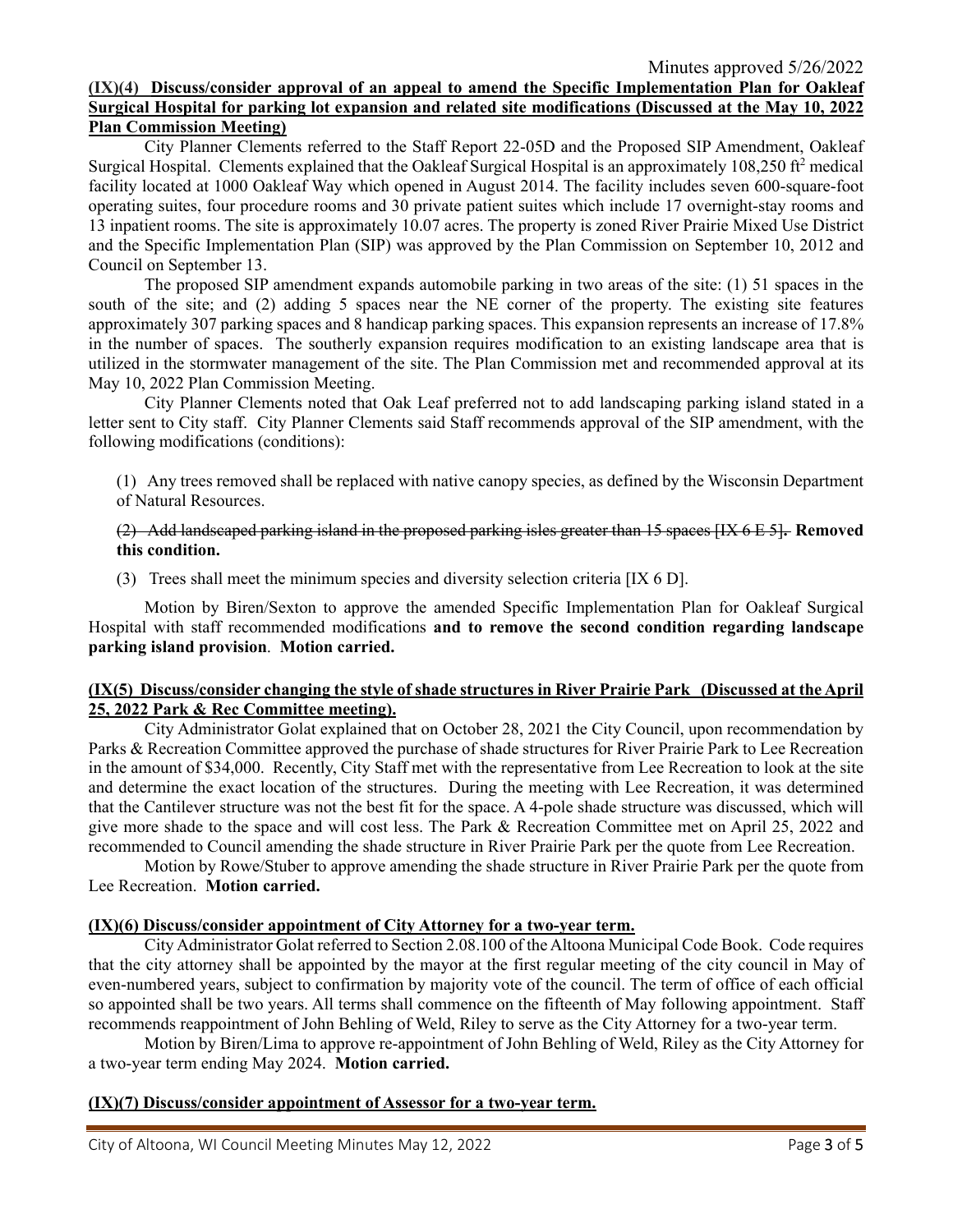Minutes approved 5/26/2022

**(IX)(4) Discuss/consider approval of an appeal to amend the Specific Implementation Plan for Oakleaf Surgical Hospital for parking lot expansion and related site modifications (Discussed at the May 10, 2022 Plan Commission Meeting)**

City Planner Clements referred to the Staff Report 22-05D and the Proposed SIP Amendment, Oakleaf Surgical Hospital. Clements explained that the Oakleaf Surgical Hospital is an approximately 108,250 $ft^2$ medical facility located at 1000 Oakleaf Way which opened in August 2014. The facility includes seven 600-square-foot operating suites, four procedure rooms and 30 private patient suites which include 17 overnight-stay rooms and 13 inpatient rooms. The site is approximately 10.07 acres. The property is zoned River Prairie Mixed Use District and the Specific Implementation Plan (SIP) was approved by the Plan Commission on September 10, 2012 and Council on September 13.

The proposed SIP amendment expands automobile parking in two areas of the site: (1) 51 spaces in the south of the site; and (2) adding 5 spaces near the NE corner of the property. The existing site features approximately 307 parking spaces and 8 handicap parking spaces. This expansion represents an increase of 17.8% in the number of spaces. The southerly expansion requires modification to an existing landscape area that is utilized in the stormwater management of the site. The Plan Commission met and recommended approval at its May 10, 2022 Plan Commission Meeting.

City Planner Clements noted that Oak Leaf preferred not to add landscaping parking island stated in a letter sent to City staff. City Planner Clements said Staff recommends approval of the SIP amendment, with the following modifications (conditions):

(1) Any trees removed shall be replaced with native canopy species, as defined by the Wisconsin Department of Natural Resources.

~~(2) Add landscaped parking island in the proposed parking isles greater than 15 spaces [IX 6 E 5].~~ **Removed this condition.**

(3) Trees shall meet the minimum species and diversity selection criteria [IX 6 D].

Motion by Biren/Sexton to approve the amended Specific Implementation Plan for Oakleaf Surgical Hospital with staff recommended modifications **and to remove the second condition regarding landscape parking island provision**. **Motion carried.**

**(IX(5) Discuss/consider changing the style of shade structures in River Prairie Park (Discussed at the April 25, 2022 Park & Rec Committee meeting).**

City Administrator Golat explained that on October 28, 2021 the City Council, upon recommendation by Parks & Recreation Committee approved the purchase of shade structures for River Prairie Park to Lee Recreation in the amount of $34,000. Recently, City Staff met with the representative from Lee Recreation to look at the site and determine the exact location of the structures. During the meeting with Lee Recreation, it was determined that the Cantilever structure was not the best fit for the space. A 4-pole shade structure was discussed, which will give more shade to the space and will cost less. The Park & Recreation Committee met on April 25, 2022 and recommended to Council amending the shade structure in River Prairie Park per the quote from Lee Recreation.

Motion by Rowe/Stuber to approve amending the shade structure in River Prairie Park per the quote from Lee Recreation. **Motion carried.**

**(IX)(6) Discuss/consider appointment of City Attorney for a two-year term.**

City Administrator Golat referred to Section 2.08.100 of the Altoona Municipal Code Book. Code requires that the city attorney shall be appointed by the mayor at the first regular meeting of the city council in May of even-numbered years, subject to confirmation by majority vote of the council. The term of office of each official so appointed shall be two years. All terms shall commence on the fifteenth of May following appointment. Staff recommends reappointment of John Behling of Weld, Riley to serve as the City Attorney for a two-year term.

Motion by Biren/Lima to approve re-appointment of John Behling of Weld, Riley as the City Attorney for a two-year term ending May 2024. **Motion carried.**

**(IX)(7) Discuss/consider appointment of Assessor for a two-year term.**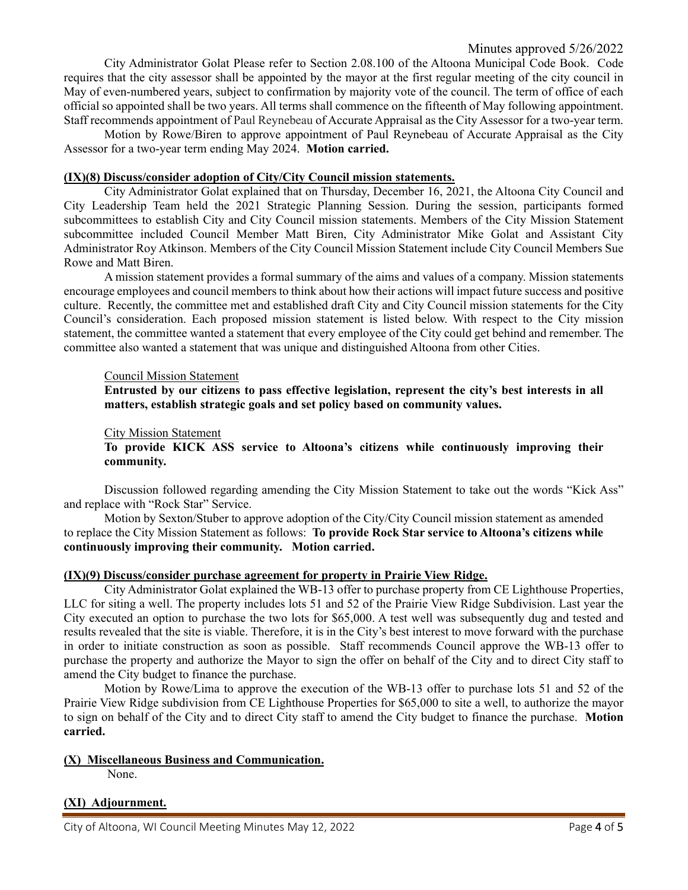City Administrator Golat Please refer to Section 2.08.100 of the Altoona Municipal Code Book. Code requires that the city assessor shall be appointed by the mayor at the first regular meeting of the city council in May of even-numbered years, subject to confirmation by majority vote of the council. The term of office of each official so appointed shall be two years. All terms shall commence on the fifteenth of May following appointment. Staff recommends appointment of Paul Reynebeau of Accurate Appraisal as the City Assessor for a two-year term.

Motion by Rowe/Biren to approve appointment of Paul Reynebeau of Accurate Appraisal as the City Assessor for a two-year term ending May 2024. **Motion carried.**

**(IX)(8) Discuss/consider adoption of City/City Council mission statements.**

City Administrator Golat explained that on Thursday, December 16, 2021, the Altoona City Council and City Leadership Team held the 2021 Strategic Planning Session. During the session, participants formed subcommittees to establish City and City Council mission statements. Members of the City Mission Statement subcommittee included Council Member Matt Biren, City Administrator Mike Golat and Assistant City Administrator Roy Atkinson. Members of the City Council Mission Statement include City Council Members Sue Rowe and Matt Biren.

A mission statement provides a formal summary of the aims and values of a company. Mission statements encourage employees and council members to think about how their actions will impact future success and positive culture. Recently, the committee met and established draft City and City Council mission statements for the City Council's consideration. Each proposed mission statement is listed below. With respect to the City mission statement, the committee wanted a statement that every employee of the City could get behind and remember. The committee also wanted a statement that was unique and distinguished Altoona from other Cities.

Council Mission Statement

**Entrusted by our citizens to pass effective legislation, represent the city's best interests in all matters, establish strategic goals and set policy based on community values.**

City Mission Statement

**To provide KICK ASS service to Altoona's citizens while continuously improving their community.**

Discussion followed regarding amending the City Mission Statement to take out the words "Kick Ass" and replace with "Rock Star" Service.

Motion by Sexton/Stuber to approve adoption of the City/City Council mission statement as amended to replace the City Mission Statement as follows: **To provide Rock Star service to Altoona's citizens while continuously improving their community. Motion carried.**

**(IX)(9) Discuss/consider purchase agreement for property in Prairie View Ridge.**

City Administrator Golat explained the WB-13 offer to purchase property from CE Lighthouse Properties, LLC for siting a well. The property includes lots 51 and 52 of the Prairie View Ridge Subdivision. Last year the City executed an option to purchase the two lots for $65,000. A test well was subsequently dug and tested and results revealed that the site is viable. Therefore, it is in the City's best interest to move forward with the purchase in order to initiate construction as soon as possible. Staff recommends Council approve the WB-13 offer to purchase the property and authorize the Mayor to sign the offer on behalf of the City and to direct City staff to amend the City budget to finance the purchase.

Motion by Rowe/Lima to approve the execution of the WB-13 offer to purchase lots 51 and 52 of the Prairie View Ridge subdivision from CE Lighthouse Properties for $65,000 to site a well, to authorize the mayor to sign on behalf of the City and to direct City staff to amend the City budget to finance the purchase. **Motion carried.**

**(X) Miscellaneous Business and Communication.**

None.

**(XI) Adjournment.**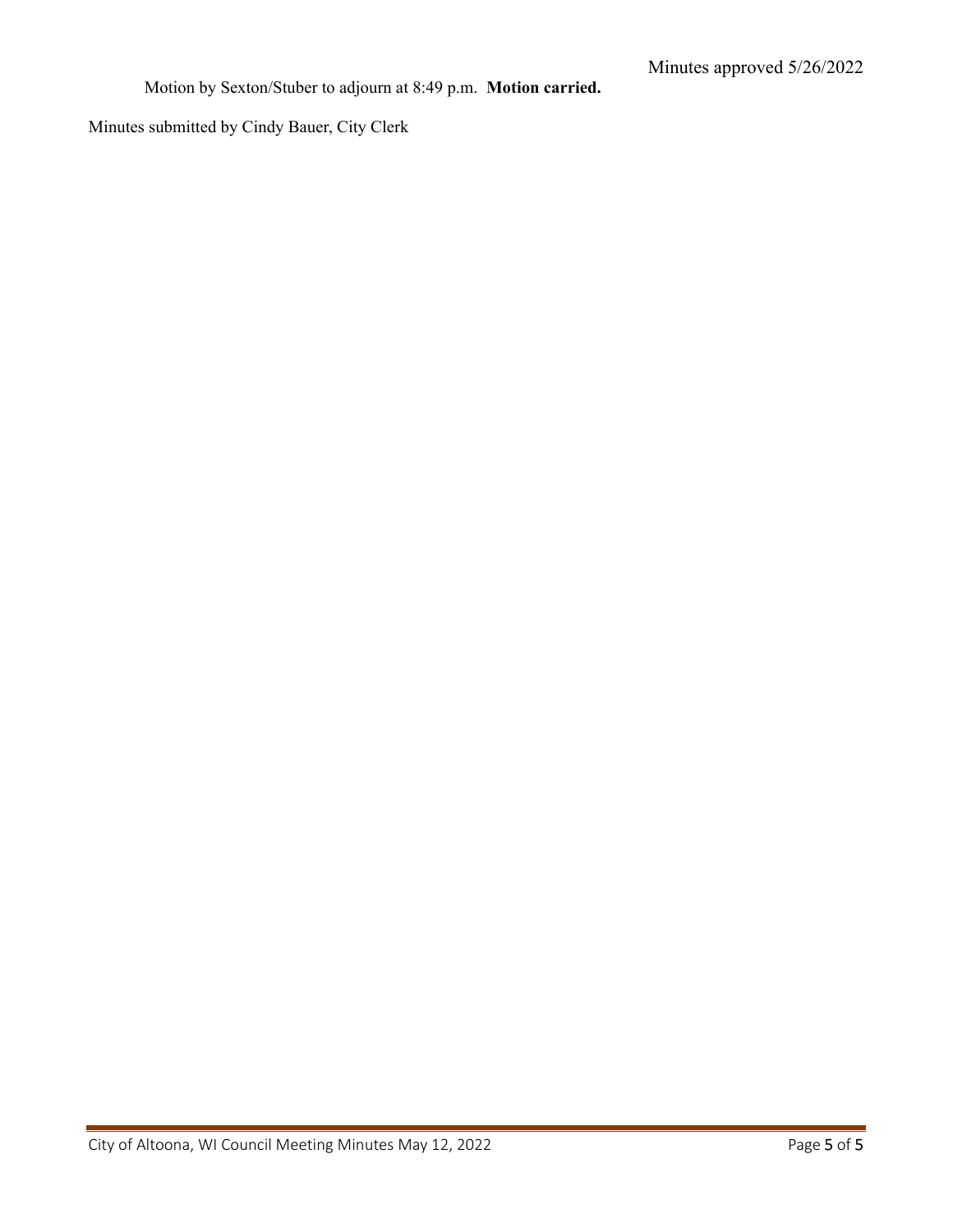Minutes approved 5/26/2022

Motion by Sexton/Stuber to adjourn at 8:49 p.m. **Motion carried.**

Minutes submitted by Cindy Bauer, City Clerk